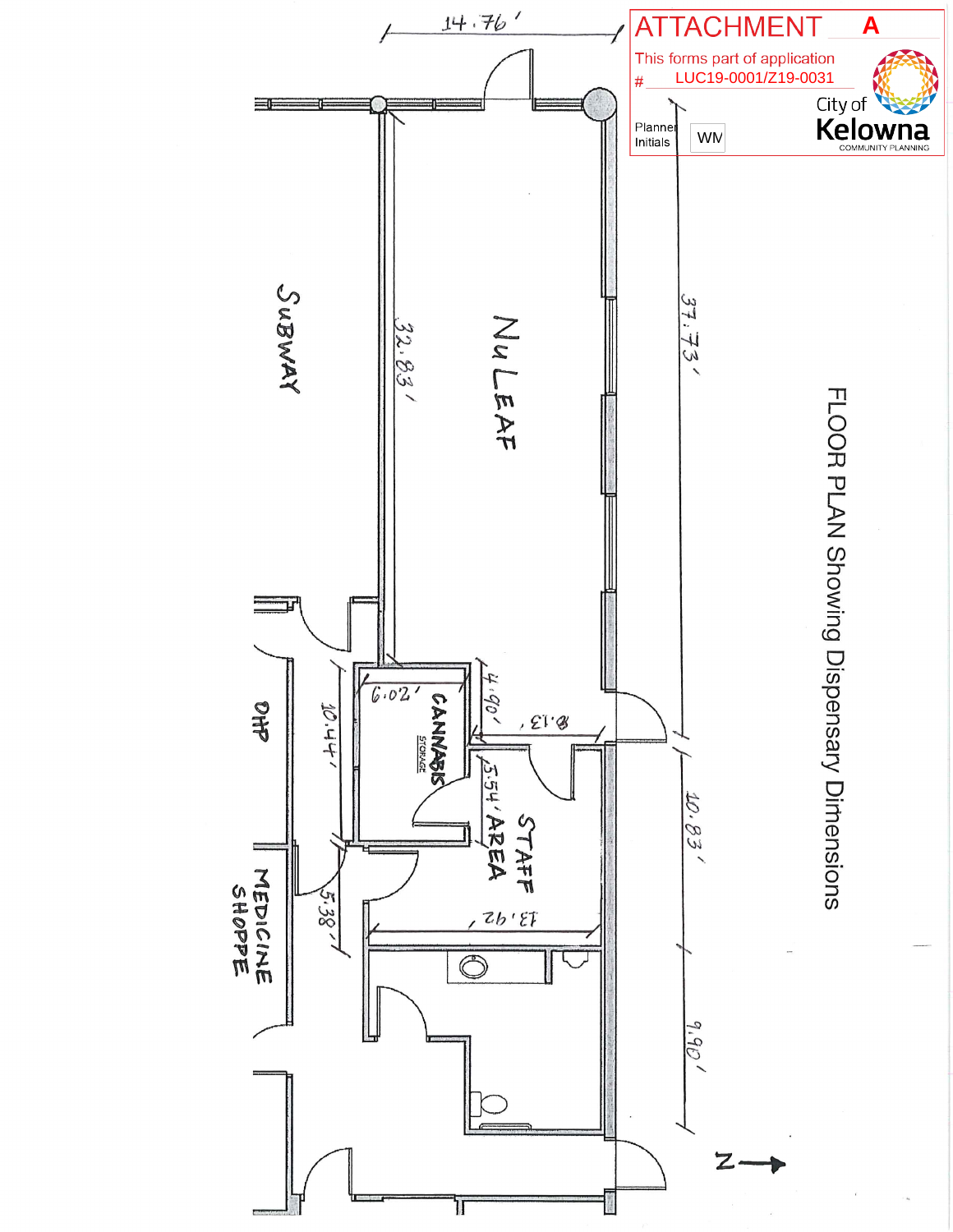# ATTACHMENT A

This forms part of application

# LUC19-0001/Z19-0031

City of **Kelowna**
COMMUNITY PLANNING

Planner Initials: WM

## FLOOR PLAN Showing Dispensary Dimensions

14.76'

37.73'

10.83'

9.90'

32.83'

NuLEAF

SUBWAY

OHP

MEDICINE SHOPPE

CANNABIS STORAGE

STAFF AREA

6.02'

4.90'

8.13'

5.54'

10.44'

5.38'

13.92'

N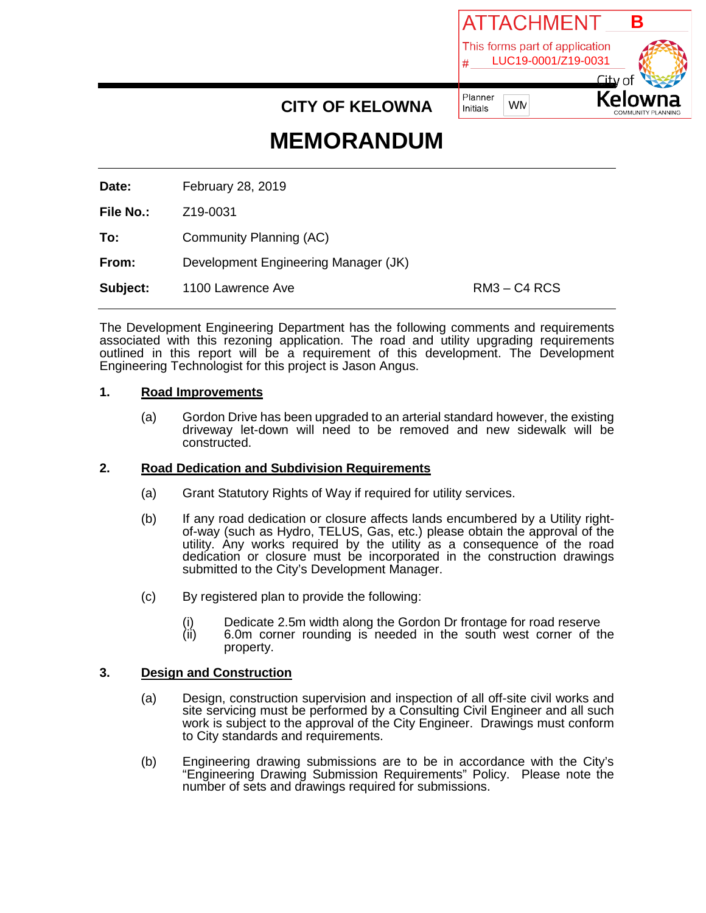ATTACHMENT **B**

This forms part of application
# LUC19-0001/Z19-0031

Planner Initials: WM

City of Kelowna
COMMUNITY PLANNING

**CITY OF KELOWNA**

# MEMORANDUM

**Date:** February 28, 2019

**File No.:** Z19-0031

**To:** Community Planning (AC)

**From:** Development Engineering Manager (JK)

**Subject:** 1100 Lawrence Ave RM3 – C4 RCS

---

The Development Engineering Department has the following comments and requirements associated with this rezoning application. The road and utility upgrading requirements outlined in this report will be a requirement of this development. The Development Engineering Technologist for this project is Jason Angus.

**1. Road Improvements**

(a) Gordon Drive has been upgraded to an arterial standard however, the existing driveway let-down will need to be removed and new sidewalk will be constructed.

**2. Road Dedication and Subdivision Requirements**

(a) Grant Statutory Rights of Way if required for utility services.

(b) If any road dedication or closure affects lands encumbered by a Utility right-of-way (such as Hydro, TELUS, Gas, etc.) please obtain the approval of the utility. Any works required by the utility as a consequence of the road dedication or closure must be incorporated in the construction drawings submitted to the City's Development Manager.

(c) By registered plan to provide the following:

(i) Dedicate 2.5m width along the Gordon Dr frontage for road reserve
(ii) 6.0m corner rounding is needed in the south west corner of the property.

**3. Design and Construction**

(a) Design, construction supervision and inspection of all off-site civil works and site servicing must be performed by a Consulting Civil Engineer and all such work is subject to the approval of the City Engineer. Drawings must conform to City standards and requirements.

(b) Engineering drawing submissions are to be in accordance with the City's "Engineering Drawing Submission Requirements" Policy. Please note the number of sets and drawings required for submissions.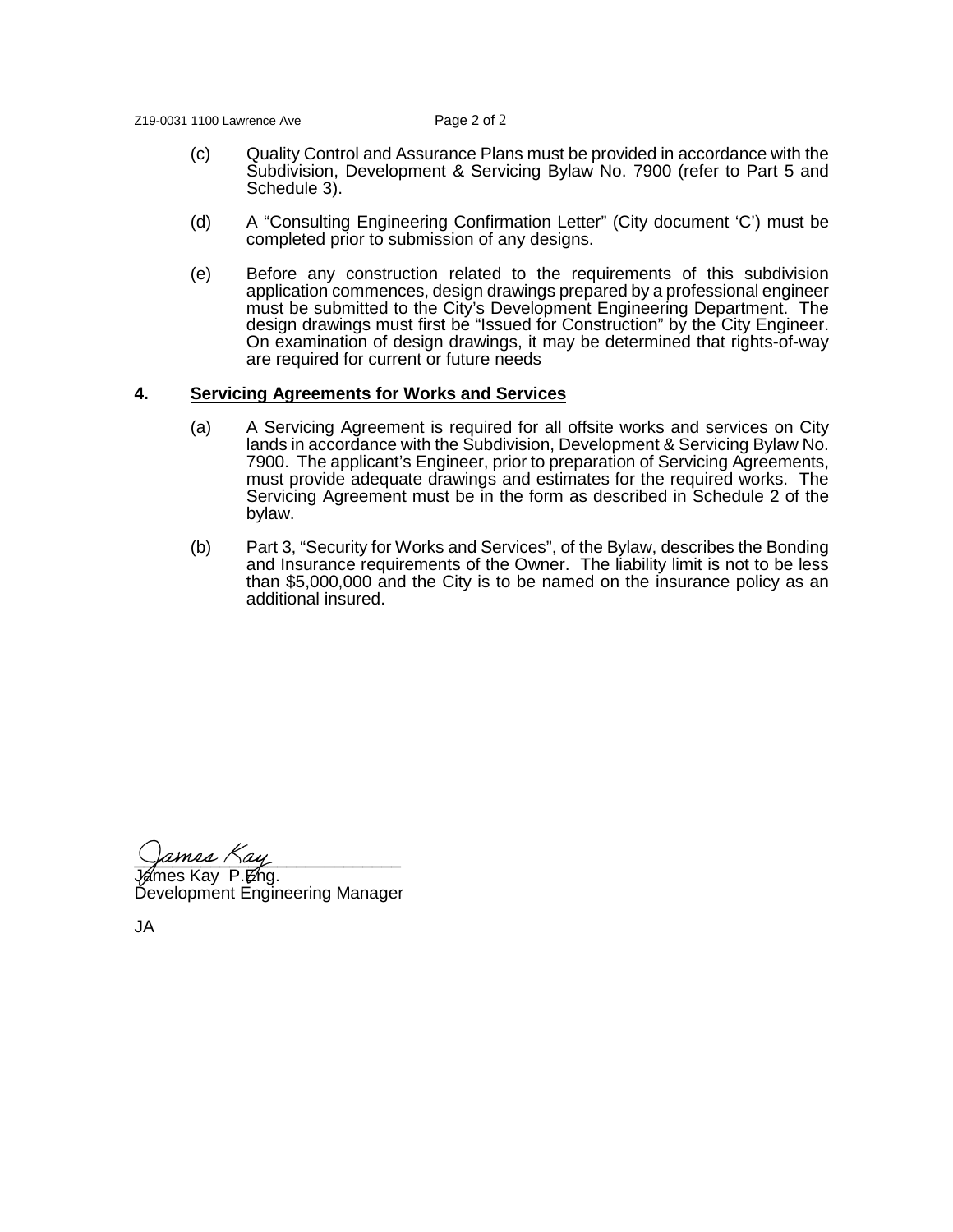(c) Quality Control and Assurance Plans must be provided in accordance with the Subdivision, Development & Servicing Bylaw No. 7900 (refer to Part 5 and Schedule 3).

(d) A "Consulting Engineering Confirmation Letter" (City document 'C') must be completed prior to submission of any designs.

(e) Before any construction related to the requirements of this subdivision application commences, design drawings prepared by a professional engineer must be submitted to the City's Development Engineering Department. The design drawings must first be "Issued for Construction" by the City Engineer. On examination of design drawings, it may be determined that rights-of-way are required for current or future needs

**4. Servicing Agreements for Works and Services**

(a) A Servicing Agreement is required for all offsite works and services on City lands in accordance with the Subdivision, Development & Servicing Bylaw No. 7900. The applicant's Engineer, prior to preparation of Servicing Agreements, must provide adequate drawings and estimates for the required works. The Servicing Agreement must be in the form as described in Schedule 2 of the bylaw.

(b) Part 3, "Security for Works and Services", of the Bylaw, describes the Bonding and Insurance requirements of the Owner. The liability limit is not to be less than $5,000,000 and the City is to be named on the insurance policy as an additional insured.

James Kay

James Kay P.Eng.
Development Engineering Manager

JA